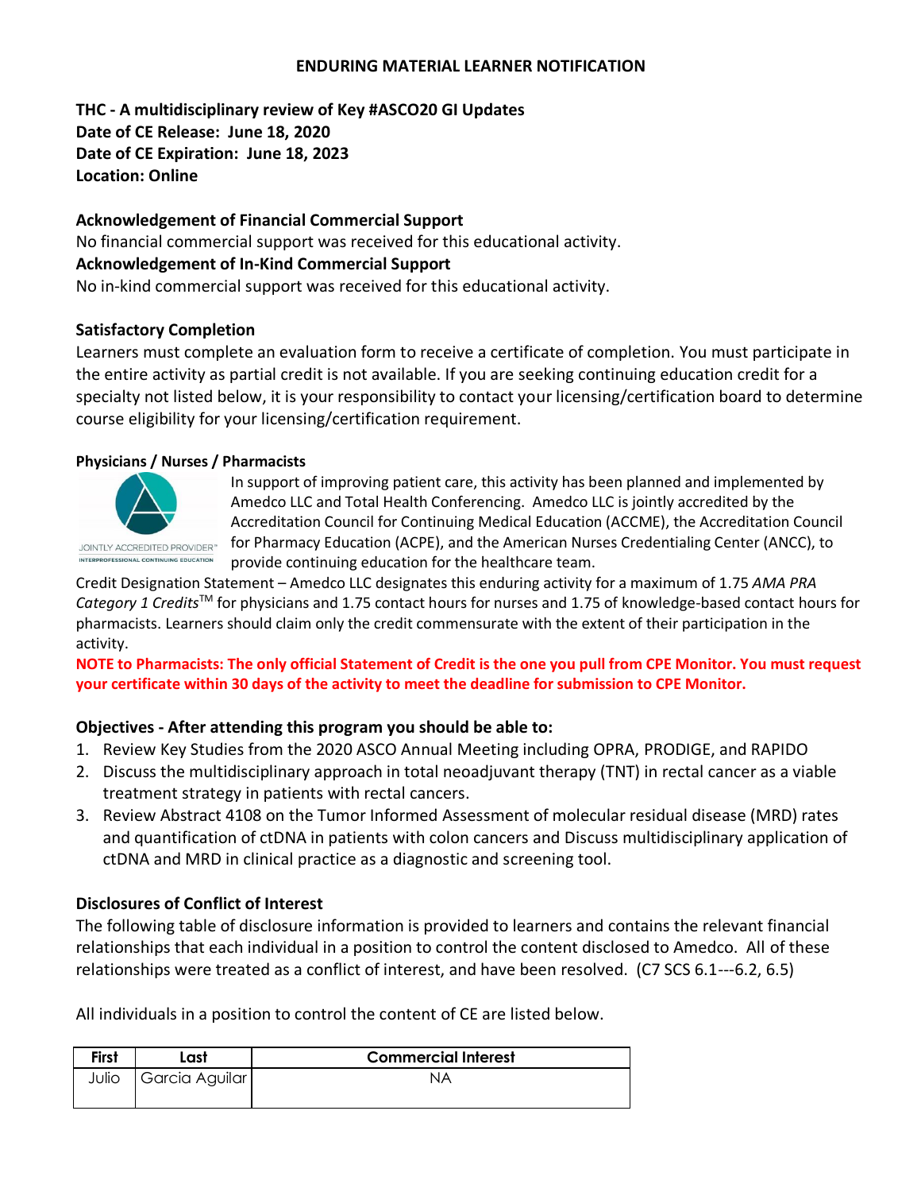# ENDURING MATERIAL LEARNER NOTIFICATION

**THC - A multidisciplinary review of Key #ASCO20 GI Updates**
**Date of CE Release: June 18, 2020**
**Date of CE Expiration: June 18, 2023**
**Location: Online**

**Acknowledgement of Financial Commercial Support**

No financial commercial support was received for this educational activity.

**Acknowledgement of In-Kind Commercial Support**

No in-kind commercial support was received for this educational activity.

**Satisfactory Completion**

Learners must complete an evaluation form to receive a certificate of completion. You must participate in the entire activity as partial credit is not available. If you are seeking continuing education credit for a specialty not listed below, it is your responsibility to contact your licensing/certification board to determine course eligibility for your licensing/certification requirement.

**Physicians / Nurses / Pharmacists**

JOINTLY ACCREDITED PROVIDER™
INTERPROFESSIONAL CONTINUING EDUCATION

In support of improving patient care, this activity has been planned and implemented by Amedco LLC and Total Health Conferencing. Amedco LLC is jointly accredited by the Accreditation Council for Continuing Medical Education (ACCME), the Accreditation Council for Pharmacy Education (ACPE), and the American Nurses Credentialing Center (ANCC), to provide continuing education for the healthcare team.

Credit Designation Statement – Amedco LLC designates this enduring activity for a maximum of 1.75 *AMA PRA Category 1 Credits*™ for physicians and 1.75 contact hours for nurses and 1.75 of knowledge-based contact hours for pharmacists. Learners should claim only the credit commensurate with the extent of their participation in the activity.

**NOTE to Pharmacists: The only official Statement of Credit is the one you pull from CPE Monitor. You must request your certificate within 30 days of the activity to meet the deadline for submission to CPE Monitor.**

**Objectives - After attending this program you should be able to:**

1. Review Key Studies from the 2020 ASCO Annual Meeting including OPRA, PRODIGE, and RAPIDO
2. Discuss the multidisciplinary approach in total neoadjuvant therapy (TNT) in rectal cancer as a viable treatment strategy in patients with rectal cancers.
3. Review Abstract 4108 on the Tumor Informed Assessment of molecular residual disease (MRD) rates and quantification of ctDNA in patients with colon cancers and Discuss multidisciplinary application of ctDNA and MRD in clinical practice as a diagnostic and screening tool.

**Disclosures of Conflict of Interest**

The following table of disclosure information is provided to learners and contains the relevant financial relationships that each individual in a position to control the content disclosed to Amedco. All of these relationships were treated as a conflict of interest, and have been resolved. (C7 SCS 6.1---6.2, 6.5)

All individuals in a position to control the content of CE are listed below.

| First | Last | Commercial Interest |
|---|---|---|
| Julio | Garcia Aguilar | NA |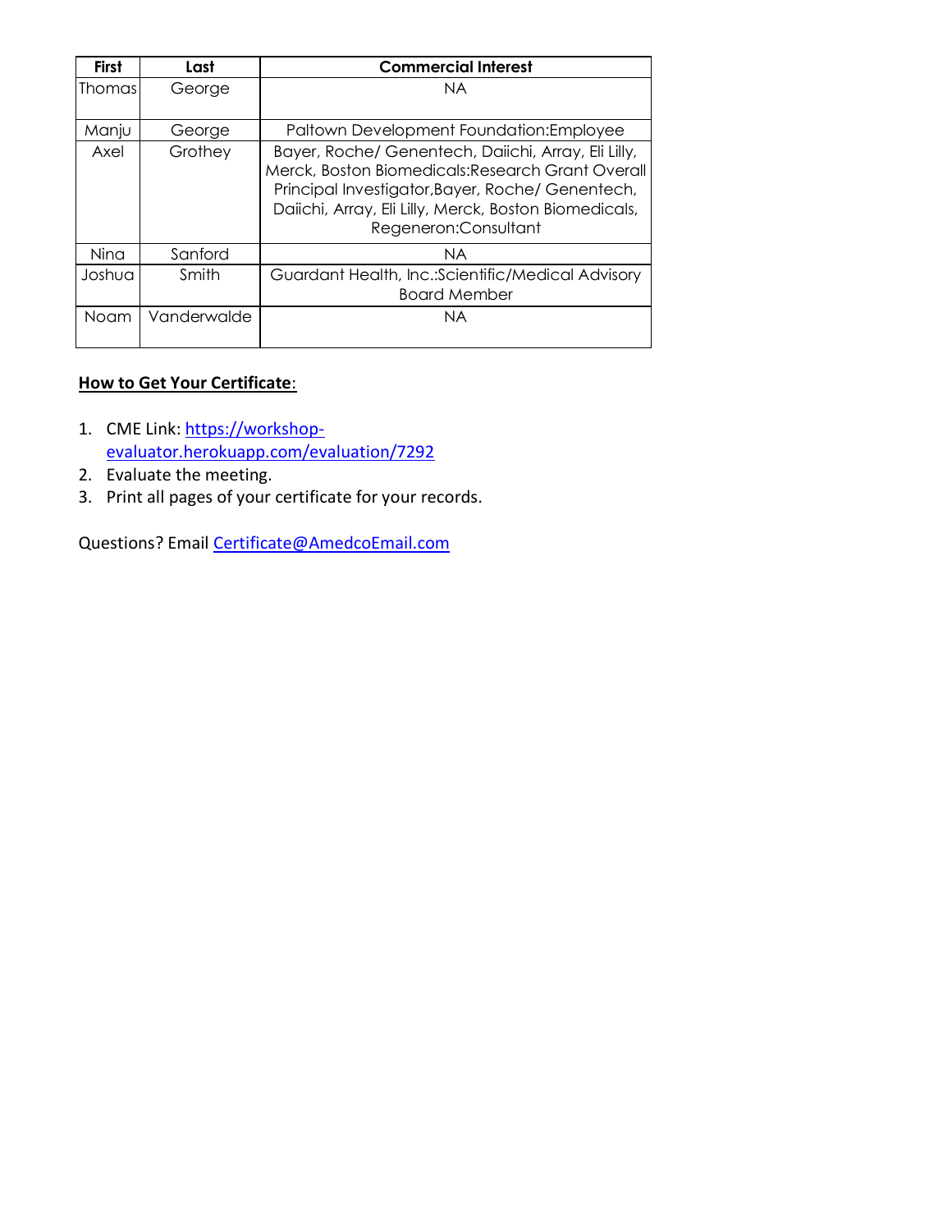| First | Last | Commercial Interest |
| --- | --- | --- |
| Thomas | George | NA |
| Manju | George | Paltown Development Foundation:Employee |
| Axel | Grothey | Bayer, Roche/ Genentech, Daiichi, Array, Eli Lilly, Merck, Boston Biomedicals:Research Grant Overall Principal Investigator,Bayer, Roche/ Genentech, Daiichi, Array, Eli Lilly, Merck, Boston Biomedicals, Regeneron:Consultant |
| Nina | Sanford | NA |
| Joshua | Smith | Guardant Health, Inc.:Scientific/Medical Advisory Board Member |
| Noam | Vanderwalde | NA |

**How to Get Your Certificate**:

1. CME Link: https://workshop-evaluator.herokuapp.com/evaluation/7292
2. Evaluate the meeting.
3. Print all pages of your certificate for your records.

Questions? Email Certificate@AmedcoEmail.com